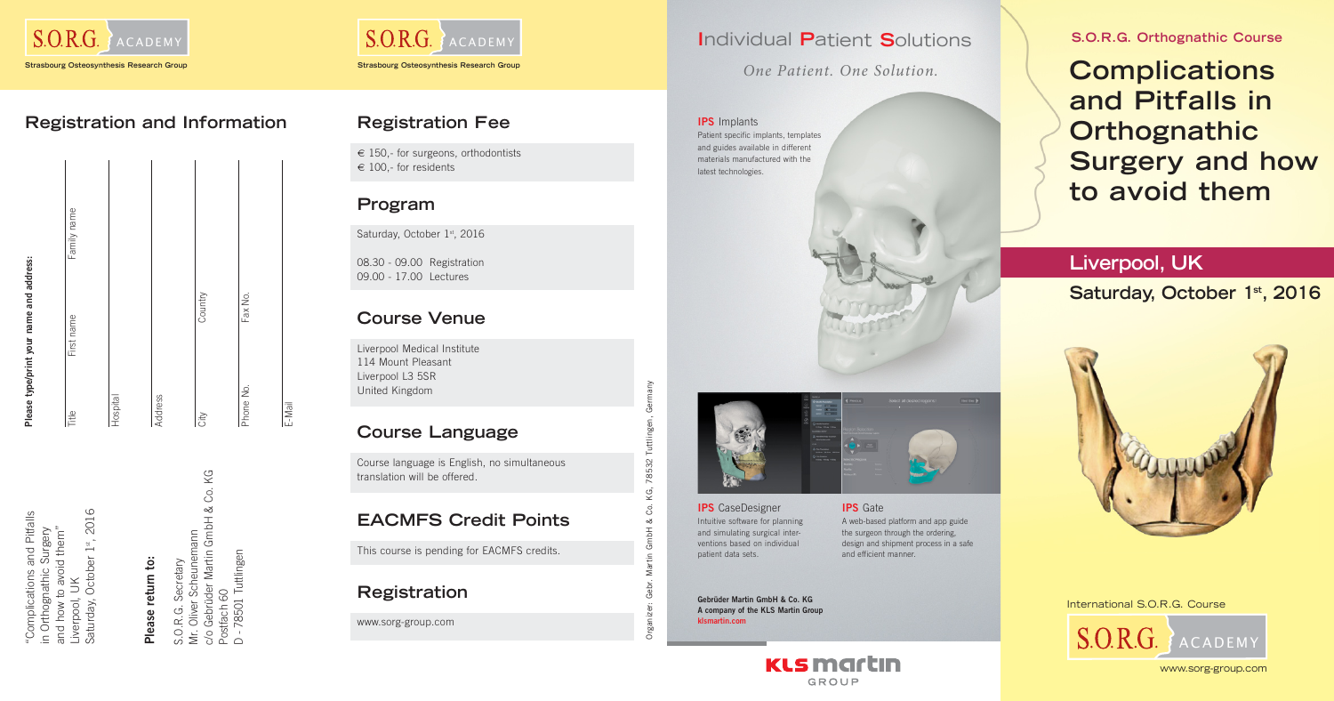S.O.R.G. ACADEMY

Strasbourg Osteosynthesis Research Group

## Registration and Information

"Complications and Pitfalls in Orthognathic Surgery and how to avoid them"
Liverpool, UK
Saturday, October 1st, 2016

**Please return to:**

S.O.R.G. Secretary
Mr. Oliver Scheunemann
c/o Gebrüder Martin GmbH & Co. KG
Postfach 60
D - 78501 Tuttlingen

**Please type/print your name and address:**

Title | First name | Family name

Hospital

Address

City | Country

Phone No. | Fax No.

E-Mail

S.O.R.G. ACADEMY

Strasbourg Osteosynthesis Research Group

## Registration Fee

€ 150,- for surgeons, orthodontists
€ 100,- for residents

## Program

Saturday, October 1st, 2016

08.30 - 09.00 Registration
09.00 - 17.00 Lectures

## Course Venue

Liverpool Medical Institute
114 Mount Pleasant
Liverpool L3 5SR
United Kingdom

## Course Language

Course language is English, no simultaneous translation will be offered.

## EACMFS Credit Points

This course is pending for EACMFS credits.

## Registration

www.sorg-group.com

Organizer: Gebr. Martin GmbH & Co. KG, 78532 Tuttlingen, Germany

## Individual Patient Solutions

*One Patient. One Solution.*

**IPS** Implants
Patient specific implants, templates and guides available in different materials manufactured with the latest technologies.

**IPS** CaseDesigner
Intuitive software for planning and simulating surgical interventions based on individual patient data sets.

**IPS** Gate
A web-based platform and app guide the surgeon through the ordering, design and shipment process in a safe and efficient manner.

**Gebrüder Martin GmbH & Co. KG**
**A company of the KLS Martin Group**
**klsmartin.com**

KLS martin GROUP

**S.O.R.G. Orthognathic Course**

# Complications and Pitfalls in Orthognathic Surgery and how to avoid them

## Liverpool, UK

**Saturday, October 1st, 2016**

International S.O.R.G. Course

S.O.R.G. ACADEMY

www.sorg-group.com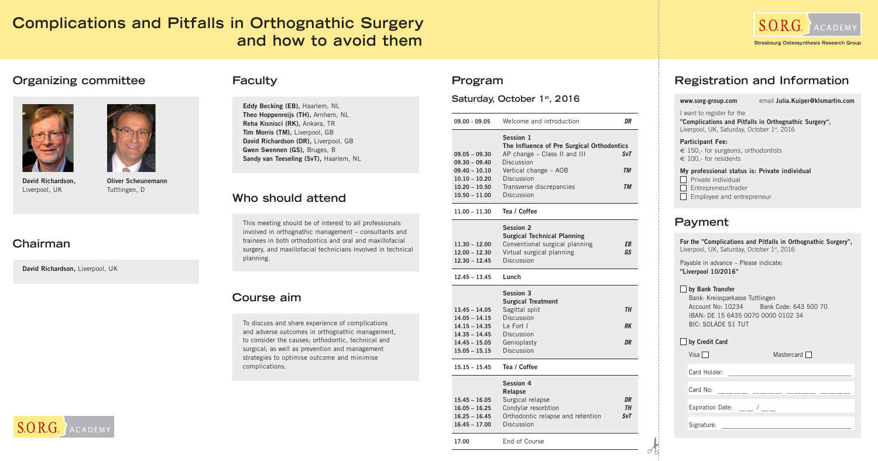# Complications and Pitfalls in Orthognathic Surgery and how to avoid them

S.O.R.G. ACADEMY
Strasbourg Osteosynthesis Research Group

## Organizing committee

**David Richardson,** Liverpool, UK

**Oliver Scheunemann** Tuttlingen, D

## Chairman

**David Richardson,** Liverpool, UK

## Faculty

**Eddy Becking (EB),** Haarlem, NL
**Theo Hoppenreijs (TH),** Arnhem, NL
**Reha Kisnisci (RK),** Ankara, TR
**Tim Morris (TM),** Liverpool, GB
**David Richardson (DR),** Liverpool, GB
**Gwen Swennen (GS),** Bruges, B
**Sandy van Teeseling (SvT),** Haarlem, NL

## Who should attend

This meeting should be of interest to all professionals involved in orthognathic management – consultants and trainees in both orthodontics and oral and maxillofacial surgery, and maxillofacial technicians involved in technical planning.

## Course aim

To discuss and share experience of complications and adverse outcomes in orthognathic management, to consider the causes; orthodontic, technical and surgical; as well as prevention and management strategies to optimise outcome and minimise complications.

## Program

### Saturday, October 1st, 2016

| | | |
|---|---|---|
| 09.00 - 09.05 | Welcome and introduction | *DR* |
| | **Session 1** **The Influence of Pre Surgical Orthodontics** | |
| 09.05 – 09.30 | AP change – Class II and III | *SvT* |
| 09.30 – 09.40 | Discussion | |
| 09.40 – 10.10 | Vertical change – AOB | *TM* |
| 10.10 – 10.20 | Discussion | |
| 10.20 – 10.50 | Transverse discrepancies | *TM* |
| 10.50 – 11.00 | Discussion | |
| 11.00 – 11.30 | **Tea / Coffee** | |
| | **Session 2** **Surgical Technical Planning** | |
| 11.30 – 12.00 | Conventional surgical planning | *EB* |
| 12.00 – 12.30 | Virtual surgical planning | *GS* |
| 12.30 – 12.45 | Discussion | |
| 12.45 – 13.45 | **Lunch** | |
| | **Session 3** **Surgical Treatment** | |
| 13.45 – 14.05 | Sagittal split | *TH* |
| 14.05 – 14.15 | Discussion | |
| 14.15 – 14.35 | Le Fort I | *RK* |
| 14.35 – 14.45 | Discussion | |
| 14.45 – 15.05 | Genioplasty | *DR* |
| 15.05 – 15.15 | Discussion | |
| 15.15 – 15.45 | **Tea / Coffee** | |
| | **Session 4** **Relapse** | |
| 15.45 – 16.05 | Surgical relapse | *DR* |
| 16.05 – 16.25 | Condylar resorbtion | *TH* |
| 16.25 – 16.45 | Orthodontic relapse and retention | *SvT* |
| 16.45 – 17.00 | Discussion | |
| 17.00 | End of Course | |

## Registration and Information

**www.sorg-group.com** email **Julia.Kuiper@klsmartin.com**

I want to register for the
**"Complications and Pitfalls in Orthognathic Surgery",**
Liverpool, UK, Saturday, October 1st, 2016

**Participant Fee:**
€ 150,- for surgeons, orthodontists
€ 100,- for residents

**My professional status is: Private individual**
- ☐ Private individual
- ☐ Entrepreneur/trader
- ☐ Employee and entrepreneur

## Payment

**For the "Complications and Pitfalls in Orthognathic Surgery",** Liverpool, UK, Saturday, October 1st, 2016

Payable in advance – Please indicate:
**"Liverpool 10/2016"**

☐ **by Bank Transfer**
Bank: Kreissparkasse Tuttlingen
Account No: 10234 Bank Code: 643 500 70
IBAN: DE 15 6435 0070 0000 0102 34
BIC: SOLADE S1 TUT

☐ **by Credit Card**
Visa ☐ Mastercard ☐

Card Holder: ____________________

Card No: ____ ____ ____ ____

Expiration Date: __ / __

Signature: ____________________

S.O.R.G. ACADEMY